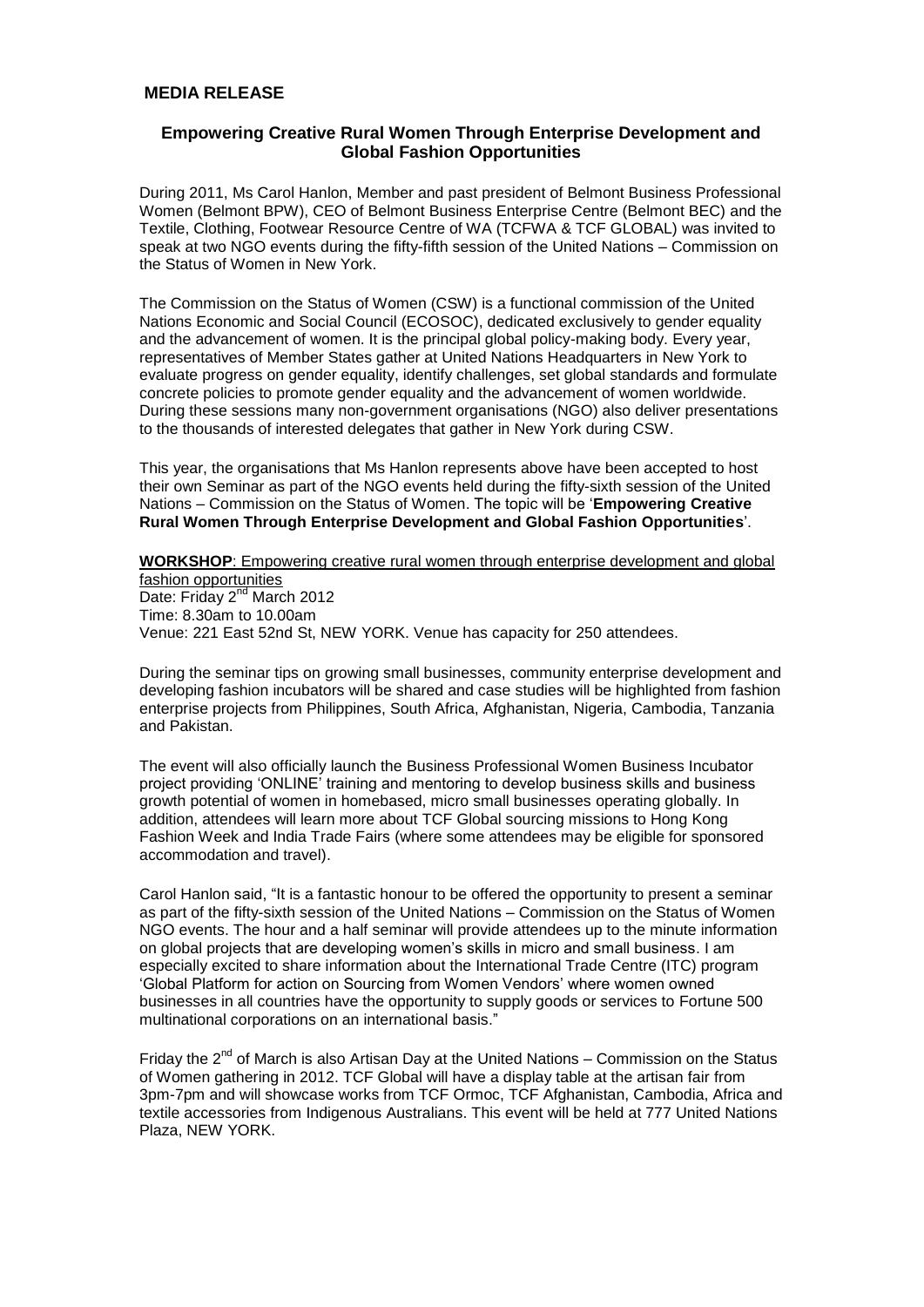**MEDIA RELEASE**

## Empowering Creative Rural Women Through Enterprise Development and Global Fashion Opportunities

During 2011, Ms Carol Hanlon, Member and past president of Belmont Business Professional Women (Belmont BPW), CEO of Belmont Business Enterprise Centre (Belmont BEC) and the Textile, Clothing, Footwear Resource Centre of WA (TCFWA & TCF GLOBAL) was invited to speak at two NGO events during the fifty-fifth session of the United Nations – Commission on the Status of Women in New York.

The Commission on the Status of Women (CSW) is a functional commission of the United Nations Economic and Social Council (ECOSOC), dedicated exclusively to gender equality and the advancement of women. It is the principal global policy-making body. Every year, representatives of Member States gather at United Nations Headquarters in New York to evaluate progress on gender equality, identify challenges, set global standards and formulate concrete policies to promote gender equality and the advancement of women worldwide. During these sessions many non-government organisations (NGO) also deliver presentations to the thousands of interested delegates that gather in New York during CSW.

This year, the organisations that Ms Hanlon represents above have been accepted to host their own Seminar as part of the NGO events held during the fifty-sixth session of the United Nations – Commission on the Status of Women. The topic will be '**Empowering Creative Rural Women Through Enterprise Development and Global Fashion Opportunities**'.

**WORKSHOP**: Empowering creative rural women through enterprise development and global fashion opportunities
Date: Friday 2nd March 2012
Time: 8.30am to 10.00am
Venue: 221 East 52nd St, NEW YORK. Venue has capacity for 250 attendees.

During the seminar tips on growing small businesses, community enterprise development and developing fashion incubators will be shared and case studies will be highlighted from fashion enterprise projects from Philippines, South Africa, Afghanistan, Nigeria, Cambodia, Tanzania and Pakistan.

The event will also officially launch the Business Professional Women Business Incubator project providing 'ONLINE' training and mentoring to develop business skills and business growth potential of women in homebased, micro small businesses operating globally. In addition, attendees will learn more about TCF Global sourcing missions to Hong Kong Fashion Week and India Trade Fairs (where some attendees may be eligible for sponsored accommodation and travel).

Carol Hanlon said, "It is a fantastic honour to be offered the opportunity to present a seminar as part of the fifty-sixth session of the United Nations – Commission on the Status of Women NGO events. The hour and a half seminar will provide attendees up to the minute information on global projects that are developing women's skills in micro and small business. I am especially excited to share information about the International Trade Centre (ITC) program 'Global Platform for action on Sourcing from Women Vendors' where women owned businesses in all countries have the opportunity to supply goods or services to Fortune 500 multinational corporations on an international basis."

Friday the 2nd of March is also Artisan Day at the United Nations – Commission on the Status of Women gathering in 2012. TCF Global will have a display table at the artisan fair from 3pm-7pm and will showcase works from TCF Ormoc, TCF Afghanistan, Cambodia, Africa and textile accessories from Indigenous Australians. This event will be held at 777 United Nations Plaza, NEW YORK.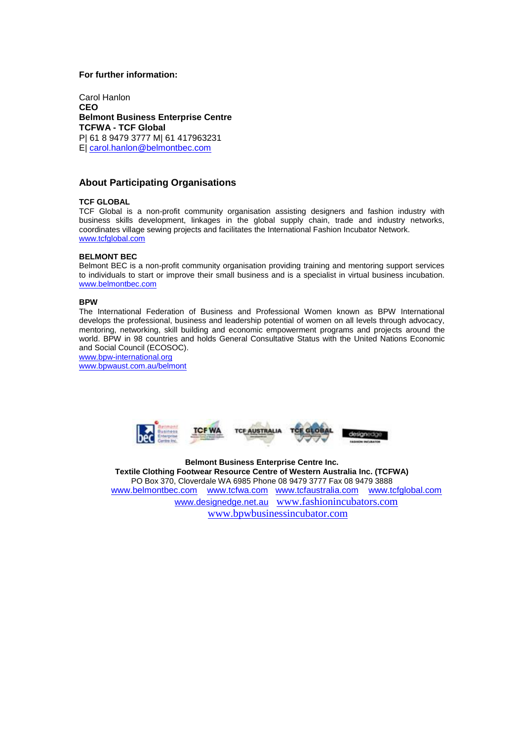**For further information:**

Carol Hanlon
**CEO**
**Belmont Business Enterprise Centre**
**TCFWA - TCF Global**
P| 61 8 9479 3777 M| 61 417963231
E| carol.hanlon@belmontbec.com

## About Participating Organisations

**TCF GLOBAL**
TCF Global is a non-profit community organisation assisting designers and fashion industry with business skills development, linkages in the global supply chain, trade and industry networks, coordinates village sewing projects and facilitates the International Fashion Incubator Network.
www.tcfglobal.com

**BELMONT BEC**
Belmont BEC is a non-profit community organisation providing training and mentoring support services to individuals to start or improve their small business and is a specialist in virtual business incubation.
www.belmontbec.com

**BPW**
The International Federation of Business and Professional Women known as BPW International develops the professional, business and leadership potential of women on all levels through advocacy, mentoring, networking, skill building and economic empowerment programs and projects around the world. BPW in 98 countries and holds General Consultative Status with the United Nations Economic and Social Council (ECOSOC).
www.bpw-international.org
www.bpwaust.com.au/belmont

**Belmont Business Enterprise Centre Inc.**
**Textile Clothing Footwear Resource Centre of Western Australia Inc. (TCFWA)**
PO Box 370, Cloverdale WA 6985 Phone 08 9479 3777 Fax 08 9479 3888
www.belmontbec.com www.tcfwa.com www.tcfaustralia.com www.tcfglobal.com
www.designedge.net.au www.fashionincubators.com
www.bpwbusinessincubator.com